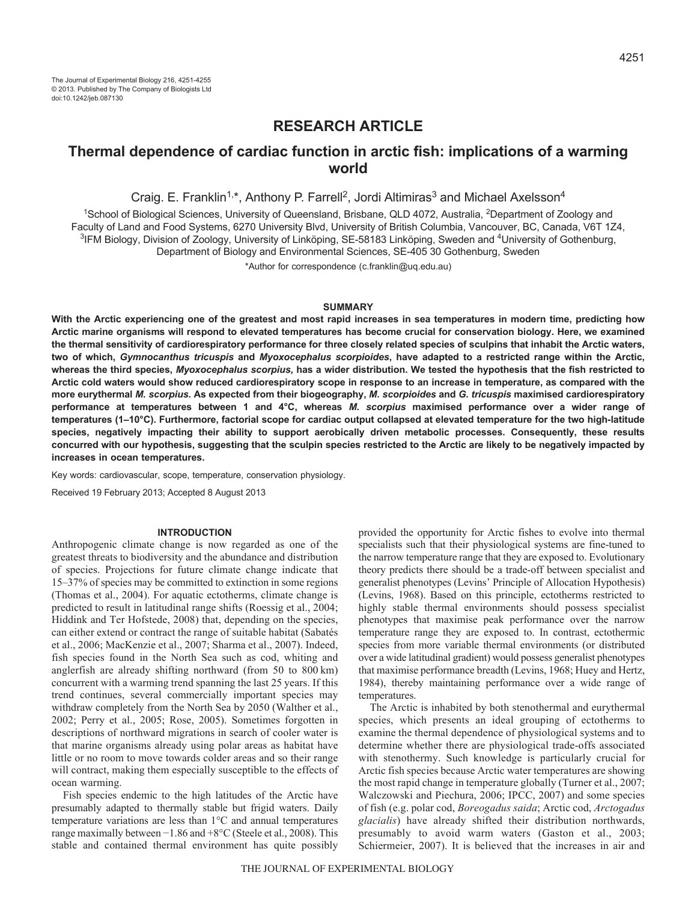# RESEARCH ARTICLE

# Thermal dependence of cardiac function in arctic fish: implications of a warming world

Craig. E. Franklin[1,*], Anthony P. Farrell[2], Jordi Altimiras[3] and Michael Axelsson[4]

[1]School of Biological Sciences, University of Queensland, Brisbane, QLD 4072, Australia, [2]Department of Zoology and Faculty of Land and Food Systems, 6270 University Blvd, University of British Columbia, Vancouver, BC, Canada, V6T 1Z4, [3]IFM Biology, Division of Zoology, University of Linköping, SE-58183 Linköping, Sweden and [4]University of Gothenburg, Department of Biology and Environmental Sciences, SE-405 30 Gothenburg, Sweden

*Author for correspondence (c.franklin@uq.edu.au)

## SUMMARY

**With the Arctic experiencing one of the greatest and most rapid increases in sea temperatures in modern time, predicting how Arctic marine organisms will respond to elevated temperatures has become crucial for conservation biology. Here, we examined the thermal sensitivity of cardiorespiratory performance for three closely related species of sculpins that inhabit the Arctic waters, two of which, *Gymnocanthus tricuspis* and *Myoxocephalus scorpioides*, have adapted to a restricted range within the Arctic, whereas the third species, *Myoxocephalus scorpius*, has a wider distribution. We tested the hypothesis that the fish restricted to Arctic cold waters would show reduced cardiorespiratory scope in response to an increase in temperature, as compared with the more eurythermal *M. scorpius*. As expected from their biogeography, *M. scorpioides* and *G. tricuspis* maximised cardiorespiratory performance at temperatures between 1 and 4°C, whereas *M. scorpius* maximised performance over a wider range of temperatures (1–10°C). Furthermore, factorial scope for cardiac output collapsed at elevated temperature for the two high-latitude species, negatively impacting their ability to support aerobically driven metabolic processes. Consequently, these results concurred with our hypothesis, suggesting that the sculpin species restricted to the Arctic are likely to be negatively impacted by increases in ocean temperatures.**

Key words: cardiovascular, scope, temperature, conservation physiology.

Received 19 February 2013; Accepted 8 August 2013

## INTRODUCTION

Anthropogenic climate change is now regarded as one of the greatest threats to biodiversity and the abundance and distribution of species. Projections for future climate change indicate that 15–37% of species may be committed to extinction in some regions (Thomas et al., 2004). For aquatic ectotherms, climate change is predicted to result in latitudinal range shifts (Roessig et al., 2004; Hiddink and Ter Hofstede, 2008) that, depending on the species, can either extend or contract the range of suitable habitat (Sabatés et al., 2006; MacKenzie et al., 2007; Sharma et al., 2007). Indeed, fish species found in the North Sea such as cod, whiting and anglerfish are already shifting northward (from 50 to 800 km) concurrent with a warming trend spanning the last 25 years. If this trend continues, several commercially important species may withdraw completely from the North Sea by 2050 (Walther et al., 2002; Perry et al., 2005; Rose, 2005). Sometimes forgotten in descriptions of northward migrations in search of cooler water is that marine organisms already using polar areas as habitat have little or no room to move towards colder areas and so their range will contract, making them especially susceptible to the effects of ocean warming.

Fish species endemic to the high latitudes of the Arctic have presumably adapted to thermally stable but frigid waters. Daily temperature variations are less than 1°C and annual temperatures range maximally between −1.86 and +8°C (Steele et al., 2008). This stable and contained thermal environment has quite possibly provided the opportunity for Arctic fishes to evolve into thermal specialists such that their physiological systems are fine-tuned to the narrow temperature range that they are exposed to. Evolutionary theory predicts there should be a trade-off between specialist and generalist phenotypes (Levins' Principle of Allocation Hypothesis) (Levins, 1968). Based on this principle, ectotherms restricted to highly stable thermal environments should possess specialist phenotypes that maximise peak performance over the narrow temperature range they are exposed to. In contrast, ectothermic species from more variable thermal environments (or distributed over a wide latitudinal gradient) would possess generalist phenotypes that maximise performance breadth (Levins, 1968; Huey and Hertz, 1984), thereby maintaining performance over a wide range of temperatures.

The Arctic is inhabited by both stenothermal and eurythermal species, which presents an ideal grouping of ectotherms to examine the thermal dependence of physiological systems and to determine whether there are physiological trade-offs associated with stenothermy. Such knowledge is particularly crucial for Arctic fish species because Arctic water temperatures are showing the most rapid change in temperature globally (Turner et al., 2007; Walczowski and Piechura, 2006; IPCC, 2007) and some species of fish (e.g. polar cod, *Boreogadus saida*; Arctic cod, *Arctogadus glacialis*) have already shifted their distribution northwards, presumably to avoid warm waters (Gaston et al., 2003; Schiermeier, 2007). It is believed that the increases in air and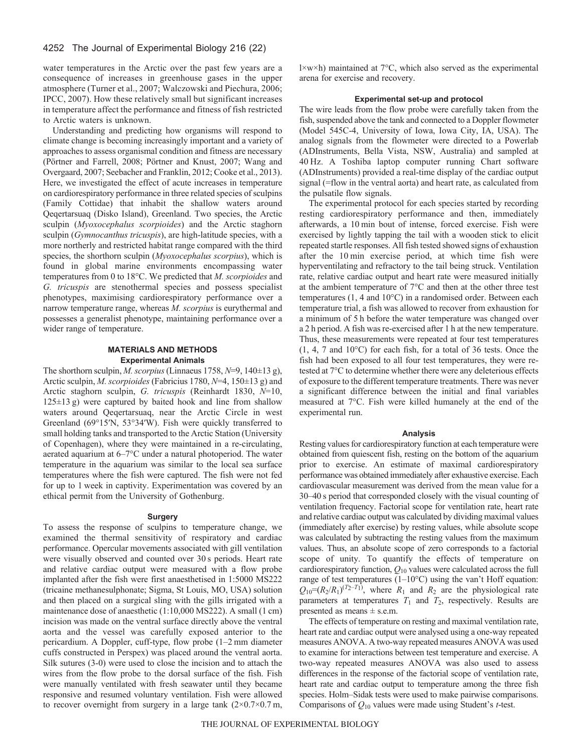water temperatures in the Arctic over the past few years are a consequence of increases in greenhouse gases in the upper atmosphere (Turner et al., 2007; Walczowski and Piechura, 2006; IPCC, 2007). How these relatively small but significant increases in temperature affect the performance and fitness of fish restricted to Arctic waters is unknown.

Understanding and predicting how organisms will respond to climate change is becoming increasingly important and a variety of approaches to assess organismal condition and fitness are necessary (Pörtner and Farrell, 2008; Pörtner and Knust, 2007; Wang and Overgaard, 2007; Seebacher and Franklin, 2012; Cooke et al., 2013). Here, we investigated the effect of acute increases in temperature on cardiorespiratory performance in three related species of sculpins (Family Cottidae) that inhabit the shallow waters around Qeqertarsuaq (Disko Island), Greenland. Two species, the Arctic sculpin (*Myoxocephalus scorpioides*) and the Arctic staghorn sculpin (*Gymnocanthus tricuspis*), are high-latitude species, with a more northerly and restricted habitat range compared with the third species, the shorthorn sculpin (*Myoxocephalus scorpius*), which is found in global marine environments encompassing water temperatures from 0 to 18°C. We predicted that *M. scorpioides* and *G. tricuspis* are stenothermal species and possess specialist phenotypes, maximising cardiorespiratory performance over a narrow temperature range, whereas *M. scorpius* is eurythermal and possesses a generalist phenotype, maintaining performance over a wider range of temperature.

## MATERIALS AND METHODS

### Experimental Animals

The shorthorn sculpin, *M. scorpius* (Linnaeus 1758, $N$=9, 140±13 g), Arctic sculpin, *M. scorpioides* (Fabricius 1780, $N$=4, 150±13 g) and Arctic staghorn sculpin, *G. tricuspis* (Reinhardt 1830, $N$=10, 125±13 g) were captured by baited hook and line from shallow waters around Qeqertarsuaq, near the Arctic Circle in west Greenland (69°15′N, 53°34′W). Fish were quickly transferred to small holding tanks and transported to the Arctic Station (University of Copenhagen), where they were maintained in a re-circulating, aerated aquarium at 6–7°C under a natural photoperiod. The water temperature in the aquarium was similar to the local sea surface temperatures where the fish were captured. The fish were not fed for up to 1 week in captivity. Experimentation was covered by an ethical permit from the University of Gothenburg.

### Surgery

To assess the response of sculpins to temperature change, we examined the thermal sensitivity of respiratory and cardiac performance. Opercular movements associated with gill ventilation were visually observed and counted over 30 s periods. Heart rate and relative cardiac output were measured with a flow probe implanted after the fish were first anaesthetised in 1:5000 MS222 (tricaine methanesulphonate; Sigma, St Louis, MO, USA) solution and then placed on a surgical sling with the gills irrigated with a maintenance dose of anaesthetic (1:10,000 MS222). A small (1 cm) incision was made on the ventral surface directly above the ventral aorta and the vessel was carefully exposed anterior to the pericardium. A Doppler, cuff-type, flow probe (1–2 mm diameter cuffs constructed in Perspex) was placed around the ventral aorta. Silk sutures (3-0) were used to close the incision and to attach the wires from the flow probe to the dorsal surface of the fish. Fish were manually ventilated with fresh seawater until they became responsive and resumed voluntary ventilation. Fish were allowed to recover overnight from surgery in a large tank (2×0.7×0.7 m, l×w×h) maintained at 7°C, which also served as the experimental arena for exercise and recovery.

### Experimental set-up and protocol

The wire leads from the flow probe were carefully taken from the fish, suspended above the tank and connected to a Doppler flowmeter (Model 545C-4, University of Iowa, Iowa City, IA, USA). The analog signals from the flowmeter were directed to a Powerlab (ADInstruments, Bella Vista, NSW, Australia) and sampled at 40 Hz. A Toshiba laptop computer running Chart software (ADInstruments) provided a real-time display of the cardiac output signal (=flow in the ventral aorta) and heart rate, as calculated from the pulsatile flow signals.

The experimental protocol for each species started by recording resting cardiorespiratory performance and then, immediately afterwards, a 10 min bout of intense, forced exercise. Fish were exercised by lightly tapping the tail with a wooden stick to elicit repeated startle responses. All fish tested showed signs of exhaustion after the 10 min exercise period, at which time fish were hyperventilating and refractory to the tail being struck. Ventilation rate, relative cardiac output and heart rate were measured initially at the ambient temperature of 7°C and then at the other three test temperatures (1, 4 and 10°C) in a randomised order. Between each temperature trial, a fish was allowed to recover from exhaustion for a minimum of 5 h before the water temperature was changed over a 2 h period. A fish was re-exercised after 1 h at the new temperature. Thus, these measurements were repeated at four test temperatures (1, 4, 7 and 10°C) for each fish, for a total of 36 tests. Once the fish had been exposed to all four test temperatures, they were re-tested at 7°C to determine whether there were any deleterious effects of exposure to the different temperature treatments. There was never a significant difference between the initial and final variables measured at 7°C. Fish were killed humanely at the end of the experimental run.

### Analysis

Resting values for cardiorespiratory function at each temperature were obtained from quiescent fish, resting on the bottom of the aquarium prior to exercise. An estimate of maximal cardiorespiratory performance was obtained immediately after exhaustive exercise. Each cardiovascular measurement was derived from the mean value for a 30–40 s period that corresponded closely with the visual counting of ventilation frequency. Factorial scope for ventilation rate, heart rate and relative cardiac output was calculated by dividing maximal values (immediately after exercise) by resting values, while absolute scope was calculated by subtracting the resting values from the maximum values. Thus, an absolute scope of zero corresponds to a factorial scope of unity. To quantify the effects of temperature on cardiorespiratory function, $Q_{10}$ values were calculated across the full range of test temperatures (1–10°C) using the van't Hoff equation: $Q_{10}=(R_2/R_1)^{(T_2-T_1)}$, where $R_1$ and $R_2$ are the physiological rate parameters at temperatures $T_1$ and $T_2$, respectively. Results are presented as means ± s.e.m.

The effects of temperature on resting and maximal ventilation rate, heart rate and cardiac output were analysed using a one-way repeated measures ANOVA. A two-way repeated measures ANOVA was used to examine for interactions between test temperature and exercise. A two-way repeated measures ANOVA was also used to assess differences in the response of the factorial scope of ventilation rate, heart rate and cardiac output to temperature among the three fish species. Holm–Sidak tests were used to make pairwise comparisons. Comparisons of $Q_{10}$ values were made using Student's $t$-test.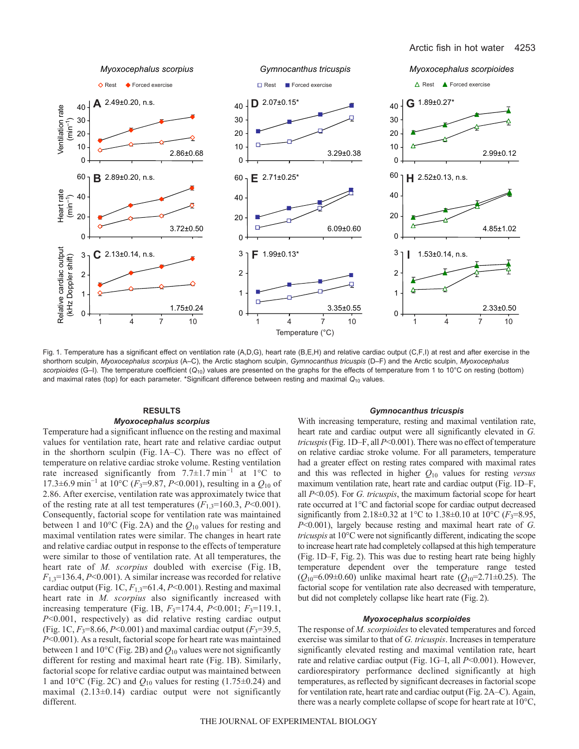Fig. 1. Temperature has a significant effect on ventilation rate (A,D,G), heart rate (B,E,H) and relative cardiac output (C,F,I) at rest and after exercise in the shorthorn sculpin, *Myoxocephalus scorpius* (A–C), the Arctic staghorn sculpin, *Gymnocanthus tricuspis* (D–F) and the Arctic sculpin, *Myoxocephalus scorpioides* (G–I). The temperature coefficient ($Q_{10}$) values are presented on the graphs for the effects of temperature from 1 to 10°C on resting (bottom) and maximal rates (top) for each parameter. *Significant difference between resting and maximal $Q_{10}$ values.

## RESULTS

### *Myoxocephalus scorpius*

Temperature had a significant influence on the resting and maximal values for ventilation rate, heart rate and relative cardiac output in the shorthorn sculpin (Fig. 1A–C). There was no effect of temperature on relative cardiac stroke volume. Resting ventilation rate increased significantly from 7.7±1.7 $\text{min}^{-1}$ at 1°C to 17.3±6.9 $\text{min}^{-1}$ at 10°C ($F_3$=9.87, $P$<0.001), resulting in a $Q_{10}$ of 2.86. After exercise, ventilation rate was approximately twice that of the resting rate at all test temperatures ($F_{1,3}$=160.3, $P$<0.001). Consequently, factorial scope for ventilation rate was maintained between 1 and 10°C (Fig. 2A) and the $Q_{10}$ values for resting and maximal ventilation rates were similar. The changes in heart rate and relative cardiac output in response to the effects of temperature were similar to those of ventilation rate. At all temperatures, the heart rate of *M. scorpius* doubled with exercise (Fig. 1B, $F_{1,3}$=136.4, $P$<0.001). A similar increase was recorded for relative cardiac output (Fig. 1C, $F_{1,3}$=61.4, $P$<0.001). Resting and maximal heart rate in *M. scorpius* also significantly increased with increasing temperature (Fig. 1B, $F_3$=174.4, $P$<0.001; $F_3$=119.1, $P$<0.001, respectively) as did relative resting cardiac output (Fig. 1C, $F_3$=8.66, $P$<0.001) and maximal cardiac output ($F_3$=39.5, $P$<0.001). As a result, factorial scope for heart rate was maintained between 1 and 10°C (Fig. 2B) and $Q_{10}$ values were not significantly different for resting and maximal heart rate (Fig. 1B). Similarly, factorial scope for relative cardiac output was maintained between 1 and 10°C (Fig. 2C) and $Q_{10}$ values for resting (1.75±0.24) and maximal (2.13±0.14) cardiac output were not significantly different.

### *Gymnocanthus tricuspis*

With increasing temperature, resting and maximal ventilation rate, heart rate and cardiac output were all significantly elevated in *G. tricuspis* (Fig. 1D–F, all $P$<0.001). There was no effect of temperature on relative cardiac stroke volume. For all parameters, temperature had a greater effect on resting rates compared with maximal rates and this was reflected in higher $Q_{10}$ values for resting *versus* maximum ventilation rate, heart rate and cardiac output (Fig. 1D–F, all $P$<0.05). For *G. tricuspis*, the maximum factorial scope for heart rate occurred at 1°C and factorial scope for cardiac output decreased significantly from 2.18±0.32 at 1°C to 1.38±0.10 at 10°C ($F_3$=8.95, $P$<0.001), largely because resting and maximal heart rate of *G. tricuspis* at 10°C were not significantly different, indicating the scope to increase heart rate had completely collapsed at this high temperature (Fig. 1D–F, Fig. 2). This was due to resting heart rate being highly temperature dependent over the temperature range tested ($Q_{10}$=6.09±0.60) unlike maximal heart rate ($Q_{10}$=2.71±0.25). The factorial scope for ventilation rate also decreased with temperature, but did not completely collapse like heart rate (Fig. 2).

### *Myoxocephalus scorpioides*

The response of *M. scorpioides* to elevated temperatures and forced exercise was similar to that of *G. tricuspis*. Increases in temperature significantly elevated resting and maximal ventilation rate, heart rate and relative cardiac output (Fig. 1G–I, all $P$<0.001). However, cardiorespiratory performance declined significantly at high temperatures, as reflected by significant decreases in factorial scope for ventilation rate, heart rate and cardiac output (Fig. 2A–C). Again, there was a nearly complete collapse of scope for heart rate at 10°C,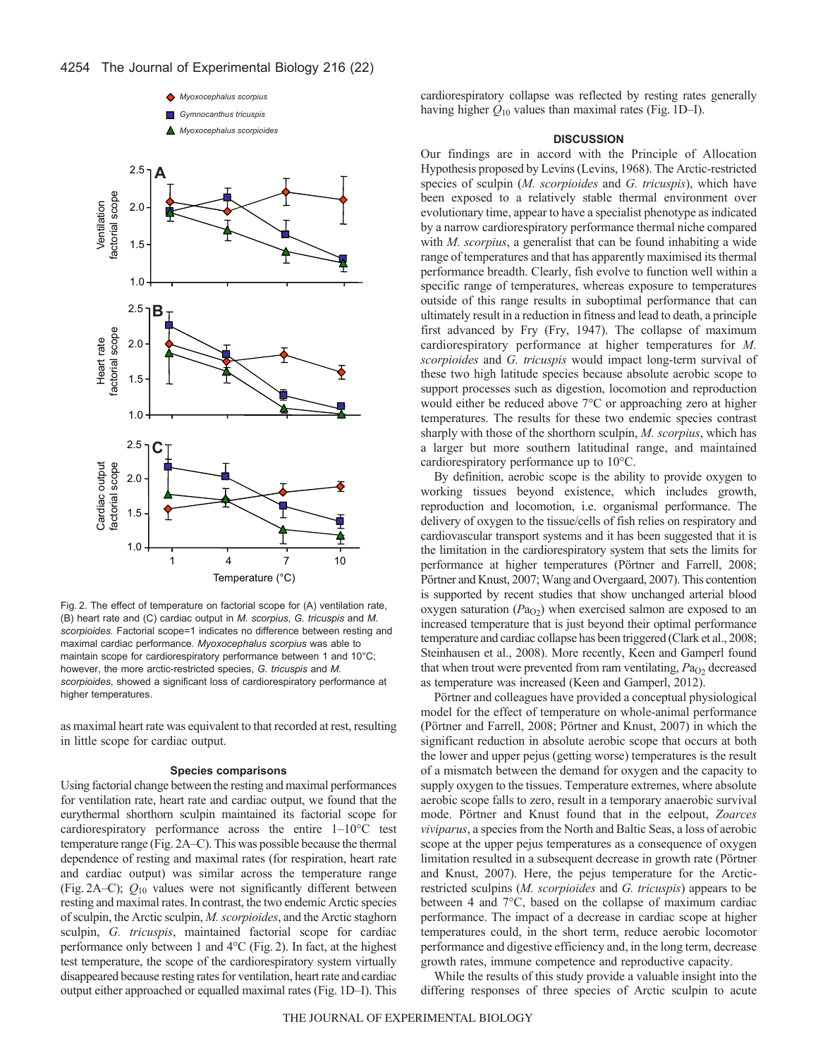Fig. 2. The effect of temperature on factorial scope for (A) ventilation rate, (B) heart rate and (C) cardiac output in *M. scorpius*, *G. tricuspis* and *M. scorpioides*. Factorial scope=1 indicates no difference between resting and maximal cardiac performance. *Myoxocephalus scorpius* was able to maintain scope for cardiorespiratory performance between 1 and 10°C; however, the more arctic-restricted species, *G. tricuspis* and *M. scorpioides*, showed a significant loss of cardiorespiratory performance at higher temperatures.

as maximal heart rate was equivalent to that recorded at rest, resulting in little scope for cardiac output.

### Species comparisons

Using factorial change between the resting and maximal performances for ventilation rate, heart rate and cardiac output, we found that the eurythermal shorthorn sculpin maintained its factorial scope for cardiorespiratory performance across the entire 1–10°C test temperature range (Fig. 2A–C). This was possible because the thermal dependence of resting and maximal rates (for respiration, heart rate and cardiac output) was similar across the temperature range (Fig. 2A–C); $Q_{10}$ values were not significantly different between resting and maximal rates. In contrast, the two endemic Arctic species of sculpin, the Arctic sculpin, *M. scorpioides*, and the Arctic staghorn sculpin, *G. tricuspis*, maintained factorial scope for cardiac performance only between 1 and 4°C (Fig. 2). In fact, at the highest test temperature, the scope of the cardiorespiratory system virtually disappeared because resting rates for ventilation, heart rate and cardiac output either approached or equalled maximal rates (Fig. 1D–I). This cardiorespiratory collapse was reflected by resting rates generally having higher $Q_{10}$ values than maximal rates (Fig. 1D–I).

## DISCUSSION

Our findings are in accord with the Principle of Allocation Hypothesis proposed by Levins (Levins, 1968). The Arctic-restricted species of sculpin (*M. scorpioides* and *G. tricuspis*), which have been exposed to a relatively stable thermal environment over evolutionary time, appear to have a specialist phenotype as indicated by a narrow cardiorespiratory performance thermal niche compared with *M. scorpius*, a generalist that can be found inhabiting a wide range of temperatures and that has apparently maximised its thermal performance breadth. Clearly, fish evolve to function well within a specific range of temperatures, whereas exposure to temperatures outside of this range results in suboptimal performance that can ultimately result in a reduction in fitness and lead to death, a principle first advanced by Fry (Fry, 1947). The collapse of maximum cardiorespiratory performance at higher temperatures for *M. scorpioides* and *G. tricuspis* would impact long-term survival of these two high latitude species because absolute aerobic scope to support processes such as digestion, locomotion and reproduction would either be reduced above 7°C or approaching zero at higher temperatures. The results for these two endemic species contrast sharply with those of the shorthorn sculpin, *M. scorpius*, which has a larger but more southern latitudinal range, and maintained cardiorespiratory performance up to 10°C.

By definition, aerobic scope is the ability to provide oxygen to working tissues beyond existence, which includes growth, reproduction and locomotion, i.e. organismal performance. The delivery of oxygen to the tissue/cells of fish relies on respiratory and cardiovascular transport systems and it has been suggested that it is the limitation in the cardiorespiratory system that sets the limits for performance at higher temperatures (Pörtner and Farrell, 2008; Pörtner and Knust, 2007; Wang and Overgaard, 2007). This contention is supported by recent studies that show unchanged arterial blood oxygen saturation ($Pa_{O_2}$) when exercised salmon are exposed to an increased temperature that is just beyond their optimal performance temperature and cardiac collapse has been triggered (Clark et al., 2008; Steinhausen et al., 2008). More recently, Keen and Gamperl found that when trout were prevented from ram ventilating, $Pa_{O_2}$ decreased as temperature was increased (Keen and Gamperl, 2012).

Pörtner and colleagues have provided a conceptual physiological model for the effect of temperature on whole-animal performance (Pörtner and Farrell, 2008; Pörtner and Knust, 2007) in which the significant reduction in absolute aerobic scope that occurs at both the lower and upper pejus (getting worse) temperatures is the result of a mismatch between the demand for oxygen and the capacity to supply oxygen to the tissues. Temperature extremes, where absolute aerobic scope falls to zero, result in a temporary anaerobic survival mode. Pörtner and Knust found that in the eelpout, *Zoarces viviparus*, a species from the North and Baltic Seas, a loss of aerobic scope at the upper pejus temperatures as a consequence of oxygen limitation resulted in a subsequent decrease in growth rate (Pörtner and Knust, 2007). Here, the pejus temperature for the Arctic-restricted sculpins (*M. scorpioides* and *G. tricuspis*) appears to be between 4 and 7°C, based on the collapse of maximum cardiac performance. The impact of a decrease in cardiac scope at higher temperatures could, in the short term, reduce aerobic locomotor performance and digestive efficiency and, in the long term, decrease growth rates, immune competence and reproductive capacity.

While the results of this study provide a valuable insight into the differing responses of three species of Arctic sculpin to acute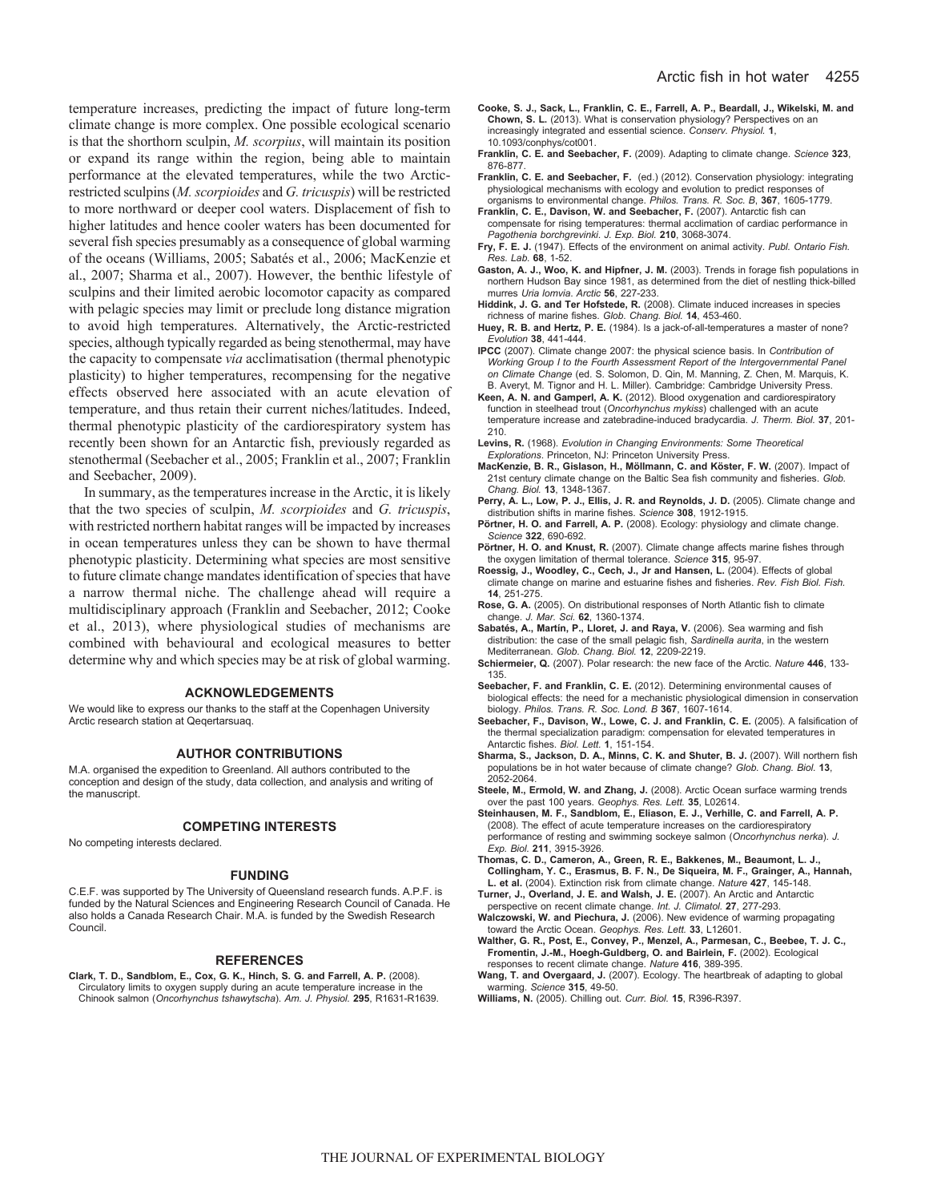temperature increases, predicting the impact of future long-term climate change is more complex. One possible ecological scenario is that the shorthorn sculpin, *M. scorpius*, will maintain its position or expand its range within the region, being able to maintain performance at the elevated temperatures, while the two Arctic-restricted sculpins (*M. scorpioides* and *G. tricuspis*) will be restricted to more northward or deeper cool waters. Displacement of fish to higher latitudes and hence cooler waters has been documented for several fish species presumably as a consequence of global warming of the oceans (Williams, 2005; Sabatés et al., 2006; MacKenzie et al., 2007; Sharma et al., 2007). However, the benthic lifestyle of sculpins and their limited aerobic locomotor capacity as compared with pelagic species may limit or preclude long distance migration to avoid high temperatures. Alternatively, the Arctic-restricted species, although typically regarded as being stenothermal, may have the capacity to compensate *via* acclimatisation (thermal phenotypic plasticity) to higher temperatures, recompensing for the negative effects observed here associated with an acute elevation of temperature, and thus retain their current niches/latitudes. Indeed, thermal phenotypic plasticity of the cardiorespiratory system has recently been shown for an Antarctic fish, previously regarded as stenothermal (Seebacher et al., 2005; Franklin et al., 2007; Franklin and Seebacher, 2009).

In summary, as the temperatures increase in the Arctic, it is likely that the two species of sculpin, *M. scorpioides* and *G. tricuspis*, with restricted northern habitat ranges will be impacted by increases in ocean temperatures unless they can be shown to have thermal phenotypic plasticity. Determining what species are most sensitive to future climate change mandates identification of species that have a narrow thermal niche. The challenge ahead will require a multidisciplinary approach (Franklin and Seebacher, 2012; Cooke et al., 2013), where physiological studies of mechanisms are combined with behavioural and ecological measures to better determine why and which species may be at risk of global warming.

## ACKNOWLEDGEMENTS

We would like to express our thanks to the staff at the Copenhagen University Arctic research station at Qeqertarsuaq.

## AUTHOR CONTRIBUTIONS

M.A. organised the expedition to Greenland. All authors contributed to the conception and design of the study, data collection, and analysis and writing of the manuscript.

## COMPETING INTERESTS

No competing interests declared.

## FUNDING

C.E.F. was supported by The University of Queensland research funds. A.P.F. is funded by the Natural Sciences and Engineering Research Council of Canada. He also holds a Canada Research Chair. M.A. is funded by the Swedish Research Council.

## REFERENCES

**Clark, T. D., Sandblom, E., Cox, G. K., Hinch, S. G. and Farrell, A. P.** (2008). Circulatory limits to oxygen supply during an acute temperature increase in the Chinook salmon (*Oncorhynchus tshawytscha*). *Am. J. Physiol.* **295**, R1631-R1639.

**Cooke, S. J., Sack, L., Franklin, C. E., Farrell, A. P., Beardall, J., Wikelski, M. and Chown, S. L.** (2013). What is conservation physiology? Perspectives on an increasingly integrated and essential science. *Conserv. Physiol.* **1**, 10.1093/conphys/cot001.

**Franklin, C. E. and Seebacher, F.** (2009). Adapting to climate change. *Science* **323**, 876-877.

**Franklin, C. E. and Seebacher, F.** (ed.) (2012). Conservation physiology: integrating physiological mechanisms with ecology and evolution to predict responses of organisms to environmental change. *Philos. Trans. R. Soc. B*, **367**, 1605-1779.

**Franklin, C. E., Davison, W. and Seebacher, F.** (2007). Antarctic fish can compensate for rising temperatures: thermal acclimation of cardiac performance in *Pagothenia borchgrevinki*. *J. Exp. Biol.* **210**, 3068-3074.

**Fry, F. E. J.** (1947). Effects of the environment on animal activity. *Publ. Ontario Fish. Res. Lab.* **68**, 1-52.

**Gaston, A. J., Woo, K. and Hipfner, J. M.** (2003). Trends in forage fish populations in northern Hudson Bay since 1981, as determined from the diet of nestling thick-billed murres *Uria lomvia*. *Arctic* **56**, 227-233.

**Hiddink, J. G. and Ter Hofstede, R.** (2008). Climate induced increases in species richness of marine fishes. *Glob. Chang. Biol.* **14**, 453-460.

**Huey, R. B. and Hertz, P. E.** (1984). Is a jack-of-all-temperatures a master of none? *Evolution* **38**, 441-444.

**IPCC** (2007). Climate change 2007: the physical science basis. In *Contribution of Working Group I to the Fourth Assessment Report of the Intergovernmental Panel on Climate Change* (ed. S. Solomon, D. Qin, M. Manning, Z. Chen, M. Marquis, K. B. Averyt, M. Tignor and H. L. Miller). Cambridge: Cambridge University Press.

**Keen, A. N. and Gamperl, A. K.** (2012). Blood oxygenation and cardiorespiratory function in steelhead trout (*Oncorhynchus mykiss*) challenged with an acute temperature increase and zatebradine-induced bradycardia. *J. Therm. Biol.* **37**, 201-210.

**Levins, R.** (1968). *Evolution in Changing Environments: Some Theoretical Explorations*. Princeton, NJ: Princeton University Press.

**MacKenzie, B. R., Gislason, H., Möllmann, C. and Köster, F. W.** (2007). Impact of 21st century climate change on the Baltic Sea fish community and fisheries. *Glob. Chang. Biol.* **13**, 1348-1367.

**Perry, A. L., Low, P. J., Ellis, J. R. and Reynolds, J. D.** (2005). Climate change and distribution shifts in marine fishes. *Science* **308**, 1912-1915.

**Pörtner, H. O. and Farrell, A. P.** (2008). Ecology: physiology and climate change. *Science* **322**, 690-692.

**Pörtner, H. O. and Knust, R.** (2007). Climate change affects marine fishes through the oxygen limitation of thermal tolerance. *Science* **315**, 95-97.

**Roessig, J., Woodley, C., Cech, J., Jr and Hansen, L.** (2004). Effects of global climate change on marine and estuarine fishes and fisheries. *Rev. Fish Biol. Fish.* **14**, 251-275.

**Rose, G. A.** (2005). On distributional responses of North Atlantic fish to climate change. *J. Mar. Sci.* **62**, 1360-1374.

**Sabatés, A., Martín, P., Lloret, J. and Raya, V.** (2006). Sea warming and fish distribution: the case of the small pelagic fish, *Sardinella aurita*, in the western Mediterranean. *Glob. Chang. Biol.* **12**, 2209-2219.

**Schiermeier, Q.** (2007). Polar research: the new face of the Arctic. *Nature* **446**, 133-135.

**Seebacher, F. and Franklin, C. E.** (2012). Determining environmental causes of biological effects: the need for a mechanistic physiological dimension in conservation biology. *Philos. Trans. R. Soc. Lond. B* **367**, 1607-1614.

**Seebacher, F., Davison, W., Lowe, C. J. and Franklin, C. E.** (2005). A falsification of the thermal specialization paradigm: compensation for elevated temperatures in Antarctic fishes. *Biol. Lett.* **1**, 151-154.

**Sharma, S., Jackson, D. A., Minns, C. K. and Shuter, B. J.** (2007). Will northern fish populations be in hot water because of climate change? *Glob. Chang. Biol.* **13**, 2052-2064.

**Steele, M., Ermold, W. and Zhang, J.** (2008). Arctic Ocean surface warming trends over the past 100 years. *Geophys. Res. Lett.* **35**, L02614.

**Steinhausen, M. F., Sandblom, E., Eliason, E. J., Verhille, C. and Farrell, A. P.** (2008). The effect of acute temperature increases on the cardiorespiratory performance of resting and swimming sockeye salmon (*Oncorhynchus nerka*). *J. Exp. Biol.* **211**, 3915-3926.

**Thomas, C. D., Cameron, A., Green, R. E., Bakkenes, M., Beaumont, L. J., Collingham, Y. C., Erasmus, B. F. N., De Siqueira, M. F., Grainger, A., Hannah, L. et al.** (2004). Extinction risk from climate change. *Nature* **427**, 145-148.

**Turner, J., Overland, J. E. and Walsh, J. E.** (2007). An Arctic and Antarctic perspective on recent climate change. *Int. J. Climatol.* **27**, 277-293.

**Walczowski, W. and Piechura, J.** (2006). New evidence of warming propagating toward the Arctic Ocean. *Geophys. Res. Lett.* **33**, L12601.

**Walther, G. R., Post, E., Convey, P., Menzel, A., Parmesan, C., Beebee, T. J. C., Fromentin, J.-M., Hoegh-Guldberg, O. and Bairlein, F.** (2002). Ecological responses to recent climate change. *Nature* **416**, 389-395.

**Wang, T. and Overgaard, J.** (2007). Ecology. The heartbreak of adapting to global warming. *Science* **315**, 49-50.

**Williams, N.** (2005). Chilling out. *Curr. Biol.* **15**, R396-R397.